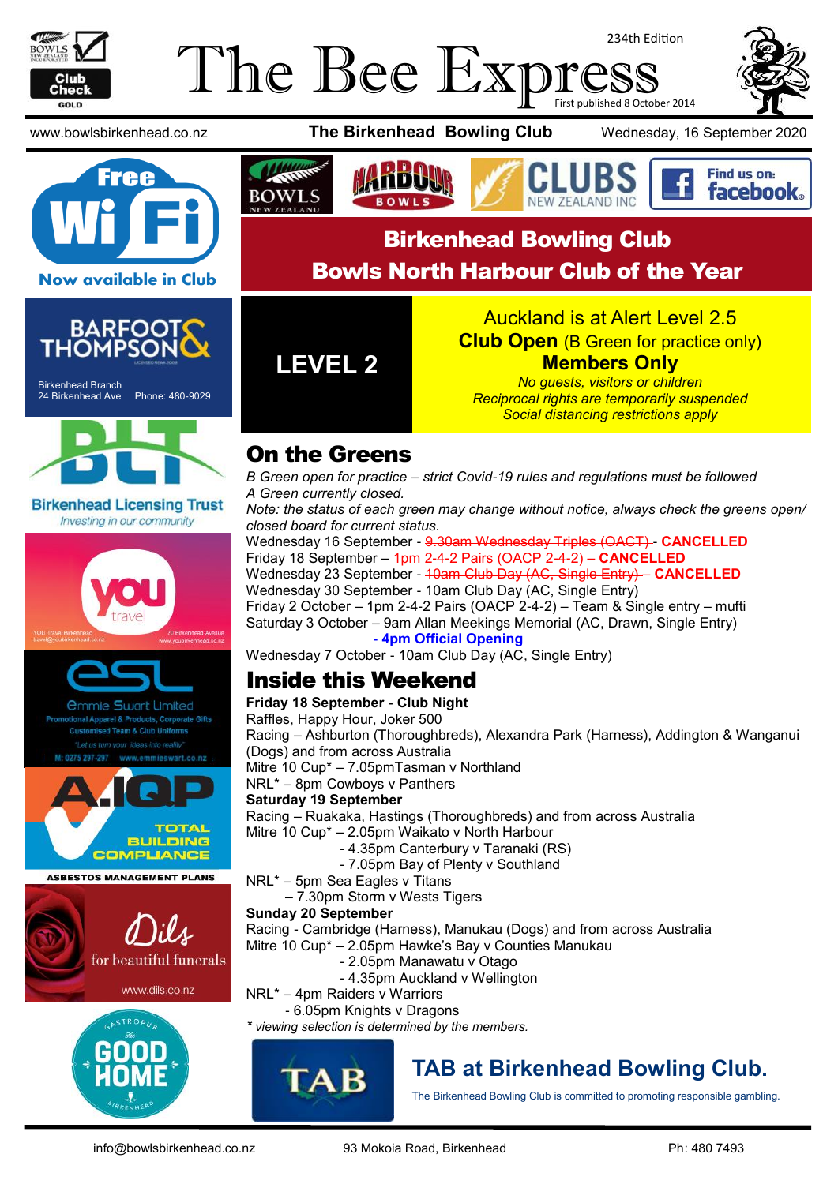# The Bee Express

234th Edition

First published 8 October 2014

www.bowlsbirkenhead.co.nz | **The Birkenhead Bowling Club** | Wednesday, 16 September 2020

**Free Wi Fi**

**Now available in Club**

## Birkenhead Bowling Club
## Bowls North Harbour Club of the Year

**BARFOOT & THOMPSON**

Birkenhead Branch
24 Birkenhead Ave Phone: 480-9029

**LEVEL 2**

Auckland is at Alert Level 2.5

**Club Open** (B Green for practice only)

**Members Only**

*No guests, visitors or children*

*Reciprocal rights are temporarily suspended*

*Social distancing restrictions apply*

## On the Greens

*B Green open for practice – strict Covid-19 rules and regulations must be followed*

*A Green currently closed.*

*Note: the status of each green may change without notice, always check the greens open/ closed board for current status.*

Wednesday 16 September - ~~9.30am Wednesday Triples (OACT)~~ - **CANCELLED**

Friday 18 September – ~~1pm 2-4-2 Pairs (OACP 2-4-2)~~ – **CANCELLED**

Wednesday 23 September - ~~10am Club Day (AC, Single Entry)~~ – **CANCELLED**

Wednesday 30 September - 10am Club Day (AC, Single Entry)

Friday 2 October – 1pm 2-4-2 Pairs (OACP 2-4-2) – Team & Single entry – mufti

Saturday 3 October – 9am Allan Meekings Memorial (AC, Drawn, Single Entry)

**- 4pm Official Opening**

Wednesday 7 October - 10am Club Day (AC, Single Entry)

## Inside this Weekend

**Friday 18 September - Club Night**

Raffles, Happy Hour, Joker 500

Racing – Ashburton (Thoroughbreds), Alexandra Park (Harness), Addington & Wanganui (Dogs) and from across Australia

Mitre 10 Cup* – 7.05pmTasman v Northland

NRL* – 8pm Cowboys v Panthers

**Saturday 19 September**

Racing – Ruakaka, Hastings (Thoroughbreds) and from across Australia

Mitre 10 Cup* – 2.05pm Waikato v North Harbour

- 4.35pm Canterbury v Taranaki (RS)
- 7.05pm Bay of Plenty v Southland

NRL* – 5pm Sea Eagles v Titans

– 7.30pm Storm v Wests Tigers

**Sunday 20 September**

Racing - Cambridge (Harness), Manukau (Dogs) and from across Australia

Mitre 10 Cup* – 2.05pm Hawke's Bay v Counties Manukau

- 2.05pm Manawatu v Otago
- 4.35pm Auckland v Wellington

NRL* – 4pm Raiders v Warriors

- 6.05pm Knights v Dragons

* *viewing selection is determined by the members.*

## TAB at Birkenhead Bowling Club.

The Birkenhead Bowling Club is committed to promoting responsible gambling.

**Birkenhead Licensing Trust**
*Investing in our community*

YOU Travel Birkenhead
travel@youbirkenhead.co.nz
20 Birkenhead Avenue
www.youbirkenhead.co.nz

**esl** Emmie Swart Limited
Promotional Apparel & Products, Corporate Gifts
Customised Team & Club Uniforms
*"Let us turn your ideas into reality"*
M: 0275 297-297 www.emmieswart.co.nz

**A.IQP** TOTAL BUILDING COMPLIANCE
ASBESTOS MANAGEMENT PLANS

**Dils** for beautiful funerals
www.dils.co.nz

GASTROPUB The GOOD HOME BIRKENHEAD

info@bowlsbirkenhead.co.nz | 93 Mokoia Road, Birkenhead | Ph: 480 7493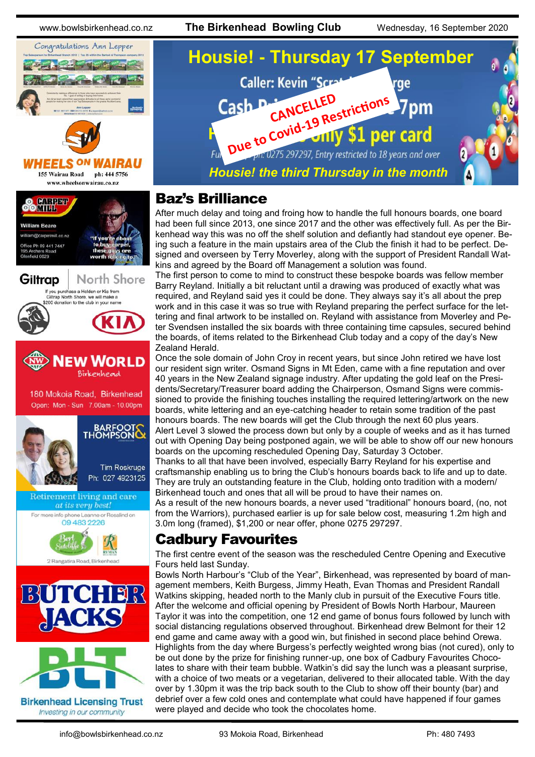# Housie! - Thursday 17 September

Caller: Kevin "Scr... ...rge

Cash P... ...7pm

...only $1 per card

Fu... ph: 0275 297297, Entry restricted to 18 years and over

CANCELLED Due to Covid-19 Restrictions

*Housie! the third Thursday in the month*

## Baz's Brilliance

After much delay and toing and froing how to handle the full honours boards, one board had been full since 2013, one since 2017 and the other was effectively full. As per the Birkenhead way this was no off the shelf solution and defiantly had standout eye opener. Being such a feature in the main upstairs area of the Club the finish it had to be perfect. Designed and overseen by Terry Moverley, along with the support of President Randall Watkins and agreed by the Board off Management a solution was found.

The first person to come to mind to construct these bespoke boards was fellow member Barry Reyland. Initially a bit reluctant until a drawing was produced of exactly what was required, and Reyland said yes it could be done. They always say it's all about the prep work and in this case it was so true with Reyland preparing the perfect surface for the lettering and final artwork to be installed on. Reyland with assistance from Moverley and Peter Svendsen installed the six boards with three containing time capsules, secured behind the boards, of items related to the Birkenhead Club today and a copy of the day's New Zealand Herald.

Once the sole domain of John Croy in recent years, but since John retired we have lost our resident sign writer. Osmand Signs in Mt Eden, came with a fine reputation and over 40 years in the New Zealand signage industry. After updating the gold leaf on the Presidents/Secretary/Treasurer board adding the Chairperson, Osmand Signs were commissioned to provide the finishing touches installing the required lettering/artwork on the new boards, white lettering and an eye-catching header to retain some tradition of the past honours boards. The new boards will get the Club through the next 60 plus years.

Alert Level 3 slowed the process down but only by a couple of weeks and as it has turned out with Opening Day being postponed again, we will be able to show off our new honours boards on the upcoming rescheduled Opening Day, Saturday 3 October.

Thanks to all that have been involved, especially Barry Reyland for his expertise and craftsmanship enabling us to bring the Club's honours boards back to life and up to date. They are truly an outstanding feature in the Club, holding onto tradition with a modern/ Birkenhead touch and ones that all will be proud to have their names on.

As a result of the new honours boards, a never used "traditional" honours board, (no, not from the Warriors), purchased earlier is up for sale below cost, measuring 1.2m high and 3.0m long (framed), $1,200 or near offer, phone 0275 297297.

## Cadbury Favourites

The first centre event of the season was the rescheduled Centre Opening and Executive Fours held last Sunday.

Bowls North Harbour's "Club of the Year", Birkenhead, was represented by board of management members, Keith Burgess, Jimmy Heath, Evan Thomas and President Randall Watkins skipping, headed north to the Manly club in pursuit of the Executive Fours title. After the welcome and official opening by President of Bowls North Harbour, Maureen Taylor it was into the competition, one 12 end game of bonus fours followed by lunch with social distancing regulations observed throughout. Birkenhead drew Belmont for their 12 end game and came away with a good win, but finished in second place behind Orewa. Highlights from the day where Burgess's perfectly weighted wrong bias (not cured), only to be out done by the prize for finishing runner-up, one box of Cadbury Favourites Chocolates to share with their team bubble. Watkin's did say the lunch was a pleasant surprise, with a choice of two meats or a vegetarian, delivered to their allocated table. With the day over by 1.30pm it was the trip back south to the Club to show off their bounty (bar) and debrief over a few cold ones and contemplate what could have happened if four games were played and decide who took the chocolates home.

---

Congratulations Ann Lepper

**WHEELS ON WAIRAU** — 155 Wairau Road ph: 444 5756 www.wheelsonwairau.co.nz

**CARPET MILL** — William Beare, william@carpetmill.co.nz, Office Ph 09 441 7447, 195 Archers Road, Glenfield 0629. "If you're about to buy carpet, these guys are worth talking to."

**Giltrap North Shore** — If you purchase a Holden or Kia from Giltrap North Shore, we will make a $200 donation to the club in your name

**NEW WORLD Birkenhead** — 180 Mokoia Road, Birkenhead. Open: Mon - Sun 7.00am - 10.00pm

**BARFOOT & THOMPSON** — Tim Roskruge Ph: 027 4923125

Retirement living and care *at its very best!* For more info phone Leanne or Rosalind on 09 483 2226. Bert Sutcliffe, 2 Rangatira Road, Birkenhead

**BUTCHER JACKS**

**BLT Birkenhead Licensing Trust** — *Investing in our community*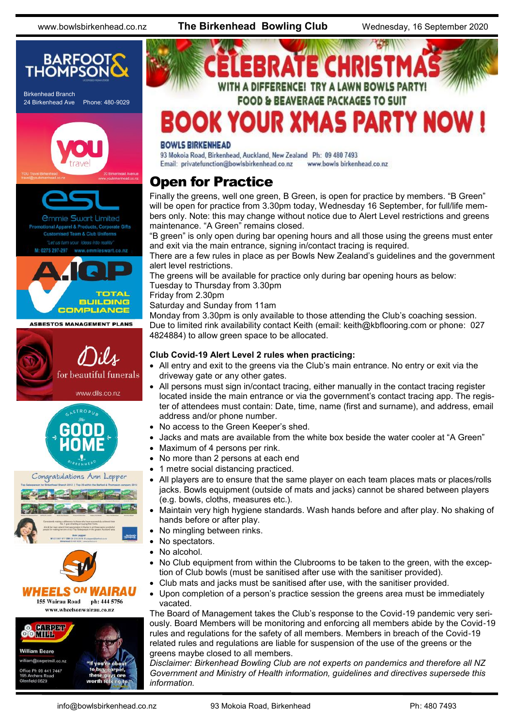# CELEBRATE CHRISTMAS

**WITH A DIFFERENCE! TRY A LAWN BOWLS PARTY!**

**FOOD & BEAVERAGE PACKAGES TO SUIT**

# BOOK YOUR XMAS PARTY NOW !

**BOWLS BIRKENHEAD**

93 Mokoia Road, Birkenhead, Auckland, New Zealand Ph: 09 480 7493

Email: privatefunction@bowlsbirkenhead.co.nz www.bowls birkenhead.co.nz

## Open for Practice

Finally the greens, well one green, B Green, is open for practice by members. "B Green" will be open for practice from 3.30pm today, Wednesday 16 September, for full/life members only. Note: this may change without notice due to Alert Level restrictions and greens maintenance. "A Green" remains closed.

"B green" is only open during bar opening hours and all those using the greens must enter and exit via the main entrance, signing in/contact tracing is required.

There are a few rules in place as per Bowls New Zealand's guidelines and the government alert level restrictions.

The greens will be available for practice only during bar opening hours as below:

Tuesday to Thursday from 3.30pm

Friday from 2.30pm

Saturday and Sunday from 11am

Monday from 3.30pm is only available to those attending the Club's coaching session.

Due to limited rink availability contact Keith (email: keith@kbflooring.com or phone: 027 4824884) to allow green space to be allocated.

**Club Covid-19 Alert Level 2 rules when practicing:**

- All entry and exit to the greens via the Club's main entrance. No entry or exit via the driveway gate or any other gates.
- All persons must sign in/contact tracing, either manually in the contact tracing register located inside the main entrance or via the government's contact tracing app. The register of attendees must contain: Date, time, name (first and surname), and address, email address and/or phone number.
- No access to the Green Keeper's shed.
- Jacks and mats are available from the white box beside the water cooler at "A Green"
- Maximum of 4 persons per rink.
- No more than 2 persons at each end
- 1 metre social distancing practiced.
- All players are to ensure that the same player on each team places mats or places/rolls jacks. Bowls equipment (outside of mats and jacks) cannot be shared between players (e.g. bowls, cloths, measures etc.).
- Maintain very high hygiene standards. Wash hands before and after play. No shaking of hands before or after play.
- No mingling between rinks.
- No spectators.
- No alcohol.
- No Club equipment from within the Clubrooms to be taken to the green, with the exception of Club bowls (must be sanitised after use with the sanitiser provided).
- Club mats and jacks must be sanitised after use, with the sanitiser provided.
- Upon completion of a person's practice session the greens area must be immediately vacated.

The Board of Management takes the Club's response to the Covid-19 pandemic very seriously. Board Members will be monitoring and enforcing all members abide by the Covid-19 rules and regulations for the safety of all members. Members in breach of the Covid-19 related rules and regulations are liable for suspension of the use of the greens or the greens maybe closed to all members.

*Disclaimer: Birkenhead Bowling Club are not experts on pandemics and therefore all NZ Government and Ministry of Health information, guidelines and directives supersede this information.*

BARFOOT & THOMPSON — Birkenhead Branch, 24 Birkenhead Ave, Phone: 480-9029

YOU travel — YOU Travel Birkenhead, travel@youbirkenhead.co.nz, 20 Birkenhead Avenue, www.youbirkenhead.co.nz

esl — Emmie Swart Limited, Promotional Apparel & Products, Corporate Gifts, Customised Team & Club Uniforms, "Let us turn your ideas into reality", M: 0275 297-297, www.emmieswart.co.nz

A.IQP — TOTAL BUILDING COMPLIANCE, ASBESTOS MANAGEMENT PLANS

Dils — for beautiful funerals, www.dils.co.nz

GASTROPUB The GOOD HOME BIRKENHEAD

Congratulations Ann Lepper

WHEELS ON WAIRAU — 155 Wairau Road, ph: 444 5756, www.wheelsonwairau.co.nz

CARPET MILL — William Beare, william@carpetmill.co.nz, Office Ph 09 441 7447, 195 Archers Road, Glenfield 0629. "If you're about to buy carpet, these guys are worth talking to."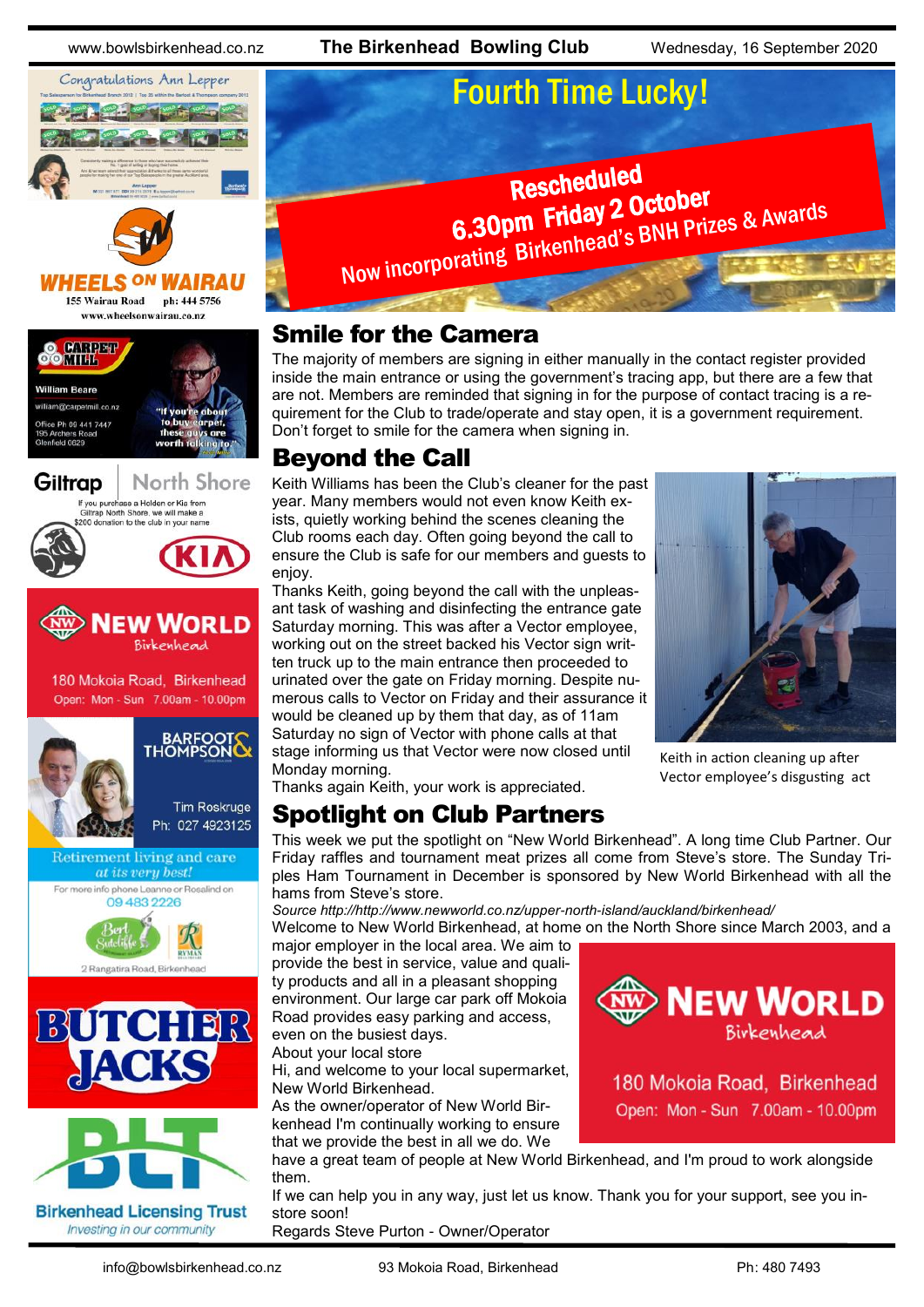# Fourth Time Lucky!

**Rescheduled**
**6.30pm Friday 2 October**
**Now incorporating Birkenhead's BNH Prizes & Awards**

## Smile for the Camera

The majority of members are signing in either manually in the contact register provided inside the main entrance or using the government's tracing app, but there are a few that are not. Members are reminded that signing in for the purpose of contact tracing is a requirement for the Club to trade/operate and stay open, it is a government requirement. Don't forget to smile for the camera when signing in.

## Beyond the Call

Keith Williams has been the Club's cleaner for the past year. Many members would not even know Keith exists, quietly working behind the scenes cleaning the Club rooms each day. Often going beyond the call to ensure the Club is safe for our members and guests to enjoy.

Thanks Keith, going beyond the call with the unpleasant task of washing and disinfecting the entrance gate Saturday morning. This was after a Vector employee, working out on the street backed his Vector sign written truck up to the main entrance then proceeded to urinated over the gate on Friday morning. Despite numerous calls to Vector on Friday and their assurance it would be cleaned up by them that day, as of 11am Saturday no sign of Vector with phone calls at that stage informing us that Vector were now closed until Monday morning.

Thanks again Keith, your work is appreciated.

Keith in action cleaning up after Vector employee's disgusting act

## Spotlight on Club Partners

This week we put the spotlight on "New World Birkenhead". A long time Club Partner. Our Friday raffles and tournament meat prizes all come from Steve's store. The Sunday Triples Ham Tournament in December is sponsored by New World Birkenhead with all the hams from Steve's store.

*Source http://http://www.newworld.co.nz/upper-north-island/auckland/birkenhead/*

Welcome to New World Birkenhead, at home on the North Shore since March 2003, and a major employer in the local area. We aim to provide the best in service, value and quality products and all in a pleasant shopping environment. Our large car park off Mokoia Road provides easy parking and access, even on the busiest days.

About your local store

Hi, and welcome to your local supermarket, New World Birkenhead.

As the owner/operator of New World Birkenhead I'm continually working to ensure that we provide the best in all we do. We have a great team of people at New World Birkenhead, and I'm proud to work alongside them.

If we can help you in any way, just let us know. Thank you for your support, see you in-store soon!

Regards Steve Purton - Owner/Operator

NEW WORLD Birkenhead
180 Mokoia Road, Birkenhead
Open: Mon - Sun 7.00am - 10.00pm

---

Congratulations Ann Lepper

WHEELS ON WAIRAU
155 Wairau Road ph: 444 5756
www.wheelsonwairau.co.nz

CARPET MILL
William Beare
william@carpetmill.co.nz
Office Ph 09 441 7447
195 Archers Road
Glenfield 0629
"If you're about to buy carpet, these guys are worth talking to!"

Giltrap North Shore
If you purchase a Holden or Kia from Giltrap North Shore, we will make a $200 donation to the club in your name

NEW WORLD Birkenhead
180 Mokoia Road, Birkenhead
Open: Mon - Sun 7.00am - 10.00pm

BARFOOT & THOMPSON
Tim Roskruge
Ph: 027 4923125

Retirement living and care *at its very best!*
For more info phone Leanne or Rosalind on
09 483 2226
Bert Sutcliffe
2 Rangatira Road, Birkenhead

BUTCHER JACKS

BLT
Birkenhead Licensing Trust
*Investing in our community*